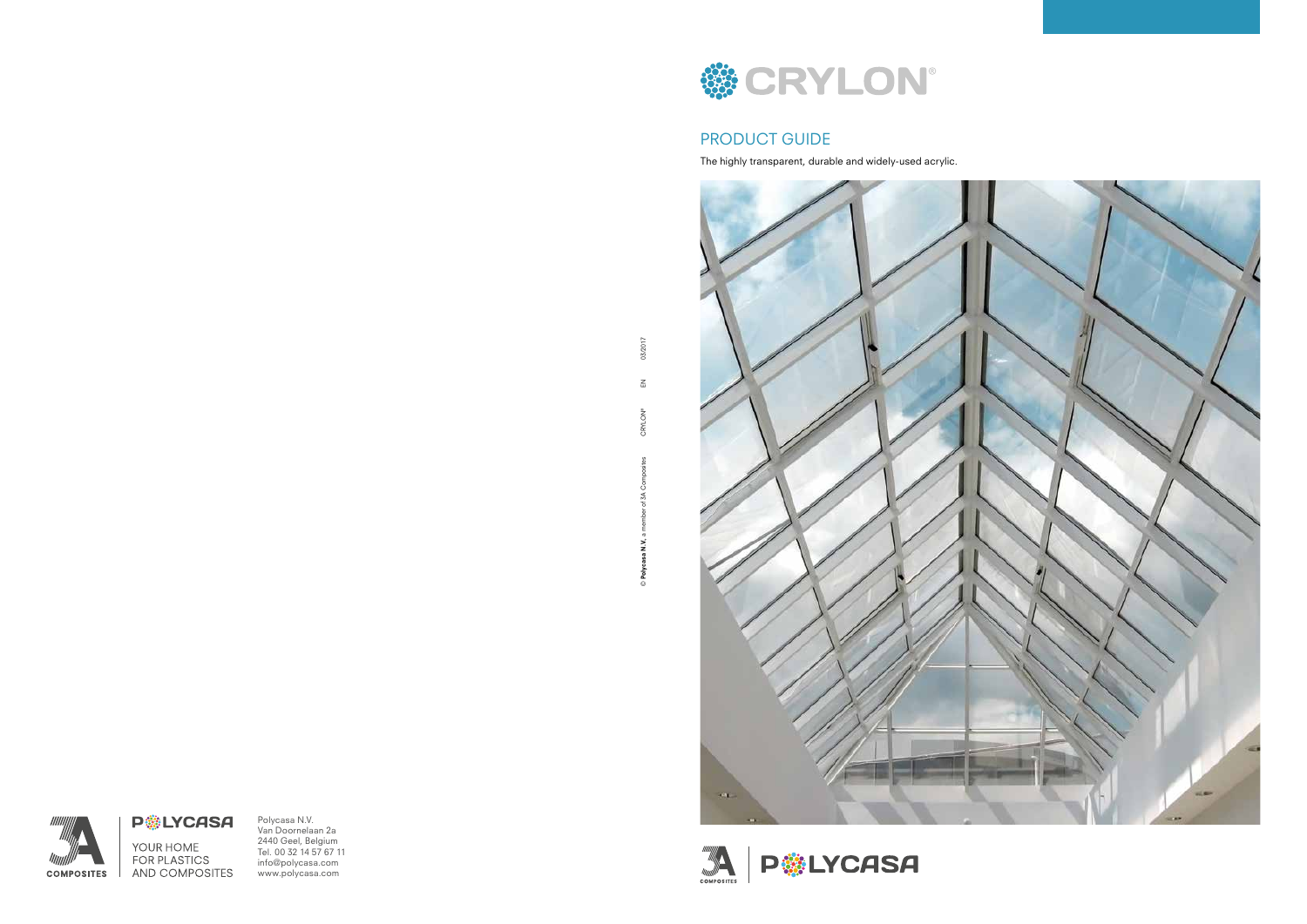# CRYLON®

## PRODUCT GUIDE

The highly transparent, durable and widely-used acrylic.

© **Polycasa N.V.** a member of 3A Composites CRYLON® EN 03/2017

YOUR HOME FOR PLASTICS AND COMPOSITES

Polycasa N.V.
Van Doornelaan 2a
2440 Geel, Belgium
Tel. 00 32 14 57 67 11
info@polycasa.com
www.polycasa.com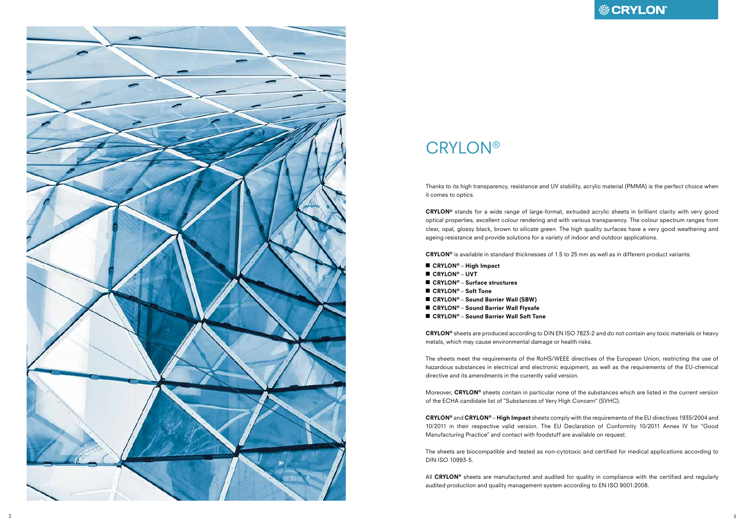# CRYLON®

Thanks to its high transparency, resistance and UV stability, acrylic material (PMMA) is the perfect choice when it comes to optics.

**CRYLON®** stands for a wide range of large-format, extruded acrylic sheets in brilliant clarity with very good optical properties, excellent colour rendering and with various transparency. The colour spectrum ranges from clear, opal, glossy black, brown to silicate green. The high quality surfaces have a very good weathering and ageing resistance and provide solutions for a variety of indoor and outdoor applications.

**CRYLON®** is available in standard thicknesses of 1.5 to 25 mm as well as in different product variants:

- **CRYLON® – High Impact**
- **CRYLON® – UVT**
- **CRYLON® – Surface structures**
- **CRYLON® – Soft Tone**
- **CRYLON® – Sound Barrier Wall (SBW)**
- **CRYLON® – Sound Barrier Wall Flysafe**
- **CRYLON® – Sound Barrier Wall Soft Tone**

**CRYLON®** sheets are produced according to DIN EN ISO 7823-2 and do not contain any toxic materials or heavy metals, which may cause environmental damage or health risks.

The sheets meet the requirements of the RoHS/WEEE directives of the European Union, restricting the use of hazardous substances in electrical and electronic equipment, as well as the requirements of the EU-chemical directive and its amendments in the currently valid version.

Moreover, **CRYLON®** sheets contain in particular none of the substances which are listed in the current version of the ECHA candidate list of "Substances of Very High Concern" (SVHC).

**CRYLON®** and **CRYLON® – High Impact** sheets comply with the requirements of the EU directives 1935/2004 and 10/2011 in their respective valid version. The EU Declaration of Conformity 10/2011 Annex IV for "Good Manufacturing Practice" and contact with foodstuff are available on request.

The sheets are biocompatible and tested as non-cytotoxic and certified for medical applications according to DIN ISO 10993-5.

All **CRYLON®** sheets are manufactured and audited for quality in compliance with the certified and regularly audited production and quality management system according to EN ISO 9001:2008.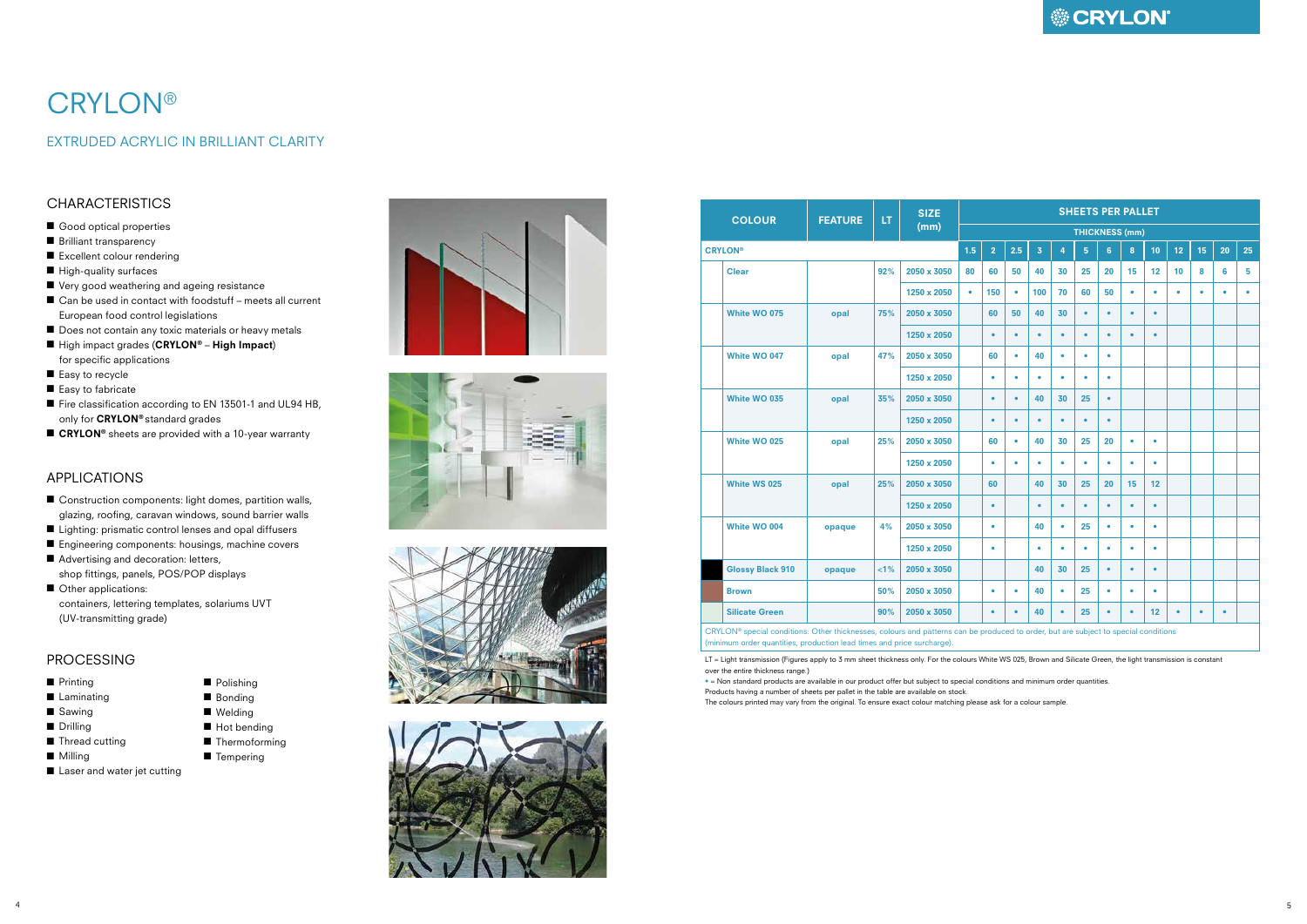# CRYLON®

## EXTRUDED ACRYLIC IN BRILLIANT CLARITY

### CHARACTERISTICS

- Good optical properties
- Brilliant transparency
- Excellent colour rendering
- High-quality surfaces
- Very good weathering and ageing resistance
- Can be used in contact with foodstuff – meets all current European food control legislations
- Does not contain any toxic materials or heavy metals
- High impact grades (**CRYLON® – High Impact**) for specific applications
- Easy to recycle
- Easy to fabricate
- Fire classification according to EN 13501-1 and UL94 HB, only for **CRYLON®** standard grades
- **CRYLON®** sheets are provided with a 10-year warranty

### APPLICATIONS

- Construction components: light domes, partition walls, glazing, roofing, caravan windows, sound barrier walls
- Lighting: prismatic control lenses and opal diffusers
- Engineering components: housings, machine covers
- Advertising and decoration: letters, shop fittings, panels, POS/POP displays
- Other applications: containers, lettering templates, solariums UVT (UV-transmitting grade)

### PROCESSING

- Printing
- Laminating
- Sawing
- Drilling
- Thread cutting
- Milling
- Laser and water jet cutting
- Polishing
- Bonding
- Welding
- Hot bending
- Thermoforming
- Tempering

| COLOUR | FEATURE | LT | SIZE (mm) | SHEETS PER PALLET | | | | | | | | | | | | |
|---|---|---|---|---|---|---|---|---|---|---|---|---|---|---|---|---|
| | | | | THICKNESS (mm) | | | | | | | | | | | | |
| **CRYLON®** | | | | 1.5 | 2 | 2.5 | 3 | 4 | 5 | 6 | 8 | 10 | 12 | 15 | 20 | 25 |
| Clear | | 92% | 2050 x 3050 | 80 | 60 | 50 | 40 | 30 | 25 | 20 | 15 | 12 | 10 | 8 | 6 | 5 |
| | | | 1250 x 2050 | • | 150 | • | 100 | 70 | 60 | 50 | • | • | • | • | • | • |
| White WO 075 | opal | 75% | 2050 x 3050 | | 60 | 50 | 40 | 30 | • | • | • | • | | | | |
| | | | 1250 x 2050 | | • | • | • | • | • | • | • | • | | | | |
| White WO 047 | opal | 47% | 2050 x 3050 | | 60 | • | 40 | • | • | • | | | | | | |
| | | | 1250 x 2050 | | • | • | • | • | • | • | | | | | | |
| White WO 035 | opal | 35% | 2050 x 3050 | | • | • | 40 | 30 | 25 | • | | | | | | |
| | | | 1250 x 2050 | | • | • | • | • | • | • | | | | | | |
| White WO 025 | opal | 25% | 2050 x 3050 | | 60 | • | 40 | 30 | 25 | 20 | • | • | | | | |
| | | | 1250 x 2050 | | • | • | • | • | • | • | • | • | | | | |
| White WS 025 | opal | 25% | 2050 x 3050 | | 60 | | 40 | 30 | 25 | 20 | 15 | 12 | | | | |
| | | | 1250 x 2050 | | • | | • | • | • | • | • | • | | | | |
| White WO 004 | opaque | 4% | 2050 x 3050 | | • | | 40 | • | 25 | • | • | • | | | | |
| | | | 1250 x 2050 | | • | | • | • | • | • | • | • | | | | |
| Glossy Black 910 | opaque | <1% | 2050 x 3050 | | | | 40 | 30 | 25 | • | • | • | | | | |
| Brown | | 50% | 2050 x 3050 | | • | • | 40 | • | 25 | • | • | • | | | | |
| Silicate Green | | 90% | 2050 x 3050 | | • | • | 40 | • | 25 | • | • | 12 | • | • | • | |

CRYLON® special conditions: Other thicknesses, colours and patterns can be produced to order, but are subject to special conditions (minimum order quantities, production lead times and price surcharge).

LT = Light transmission (Figures apply to 3 mm sheet thickness only. For the colours White WS 025, Brown and Silicate Green, the light transmission is constant over the entire thickness range.)

• = Non standard products are available in our product offer but subject to special conditions and minimum order quantities.

Products having a number of sheets per pallet in the table are available on stock.

The colours printed may vary from the original. To ensure exact colour matching please ask for a colour sample.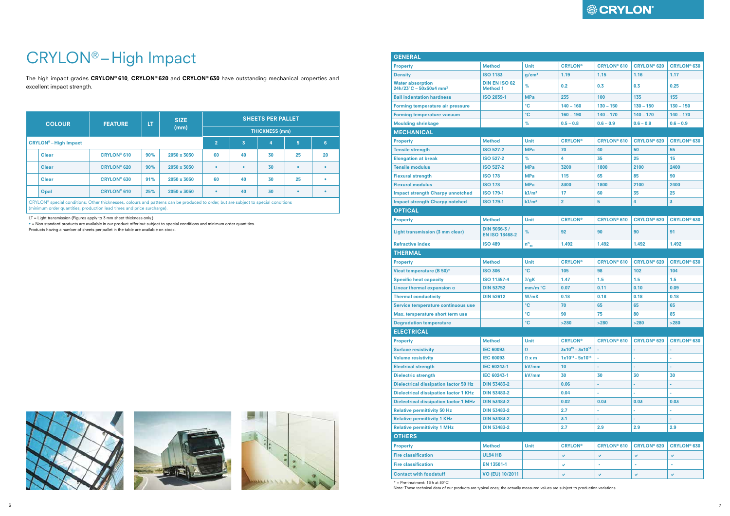# CRYLON® – High Impact

The high impact grades **CRYLON® 610**, **CRYLON® 620** and **CRYLON® 630** have outstanding mechanical properties and excellent impact strength.

| COLOUR | FEATURE | LT | SIZE (mm) | SHEETS PER PALLET | | | | |
|---|---|---|---|---|---|---|---|---|
| | | | | THICKNESS (mm) | | | | |
| CRYLON® – High Impact | | | | 2 | 3 | 4 | 5 | 6 |
| Clear | CRYLON® 610 | 90% | 2050 x 3050 | 60 | 40 | 30 | 25 | 20 |
| Clear | CRYLON® 620 | 90% | 2050 x 3050 | • | • | 30 | • | • |
| Clear | CRYLON® 630 | 91% | 2050 x 3050 | 60 | 40 | 30 | 25 | • |
| Opal | CRYLON® 610 | 25% | 2050 x 3050 | • | 40 | 30 | • | • |

CRYLON® special conditions: Other thicknesses, colours and patterns can be produced to order, but are subject to special conditions (minimum order quantities, production lead times and price surcharge).

LT = Light transmission (Figures apply to 3 mm sheet thickness only.)
• = Non standard products are available in our product offer but subject to special conditions and minimum order quantities.
Products having a number of sheets per pallet in the table are available on stock.

| GENERAL | | | | | | |
|---|---|---|---|---|---|---|
| Property | Method | Unit | CRYLON® | CRYLON® 610 | CRYLON® 620 | CRYLON® 630 |
| Density | ISO 1183 | g/cm³ | 1.19 | 1.15 | 1.16 | 1.17 |
| Water absorption 24h/23°C – 50x50x4 mm³ | DIN EN ISO 62 Method 1 | % | 0.2 | 0.3 | 0.3 | 0.25 |
| Ball indentation hardness | ISO 2039-1 | MPa | 235 | 100 | 135 | 155 |
| Forming temperature air pressure | | °C | 140 – 160 | 130 – 150 | 130 – 150 | 130 – 150 |
| Forming temperature vacuum | | °C | 160 – 190 | 140 – 170 | 140 – 170 | 140 – 170 |
| Moulding shrinkage | | % | 0.5 – 0.8 | 0.6 – 0.9 | 0.6 – 0.9 | 0.6 – 0.9 |
| **MECHANICAL** | | | | | | |
| Property | Method | Unit | CRYLON® | CRYLON® 610 | CRYLON® 620 | CRYLON® 630 |
| Tensile strength | ISO 527-2 | MPa | 70 | 40 | 50 | 55 |
| Elongation at break | ISO 527-2 | % | 4 | 35 | 25 | 15 |
| Tensile modulus | ISO 527-2 | MPa | 3200 | 1800 | 2100 | 2400 |
| Flexural strength | ISO 178 | MPa | 115 | 65 | 85 | 90 |
| Flexural modulus | ISO 178 | MPa | 3300 | 1800 | 2100 | 2400 |
| Impact strength Charpy unnotched | ISO 179-1 | kJ/m² | 17 | 60 | 35 | 25 |
| Impact strength Charpy notched | ISO 179-1 | kJ/m² | 2 | 5 | 4 | 3 |
| **OPTICAL** | | | | | | |
| Property | Method | Unit | CRYLON® | CRYLON® 610 | CRYLON® 620 | CRYLON® 630 |
| Light transmission (3 mm clear) | DIN 5036-3 / EN ISO 13468-2 | % | 92 | 90 | 90 | 91 |
| Refractive index | ISO 489 | $n^{0}_{20}$ | 1.492 | 1.492 | 1.492 | 1.492 |
| **THERMAL** | | | | | | |
| Property | Method | Unit | CRYLON® | CRYLON® 610 | CRYLON® 620 | CRYLON® 630 |
| Vicat temperature (B 50)* | ISO 306 | °C | 105 | 98 | 102 | 104 |
| Specific heat capacity | ISO 11357-4 | J/gK | 1.47 | 1.5 | 1.5 | 1.5 |
| Linear thermal expansion α | DIN 53752 | mm/m °C | 0.07 | 0.11 | 0.10 | 0.09 |
| Thermal conductivity | DIN 52612 | W/mK | 0.18 | 0.18 | 0.18 | 0.18 |
| Service temperature continuous use | | °C | 70 | 65 | 65 | 65 |
| Max. temperature short term use | | °C | 90 | 75 | 80 | 85 |
| Degradation temperature | | °C | >280 | >280 | >280 | >280 |
| **ELECTRICAL** | | | | | | |
| Property | Method | Unit | CRYLON® | CRYLON® 610 | CRYLON® 620 | CRYLON® 630 |
| Surface resistivity | IEC 60093 | Ω | $3x10^{15} – 3x10^{16}$ | - | - | - |
| Volume resistivity | IEC 60093 | Ω x m | $1x10^{13} – 5x10^{13}$ | - | - | - |
| Electrical strength | IEC 60243-1 | kV/mm | 10 | - | - | - |
| Dielectric strength | IEC 60243-1 | kV/mm | 30 | 30 | 30 | 30 |
| Dielectrical dissipation factor 50 Hz | DIN 53483-2 | | 0.06 | - | - | - |
| Dielectrical dissipation factor 1 KHz | DIN 53483-2 | | 0.04 | - | - | - |
| Dielectrical dissipation factor 1 MHz | DIN 53483-2 | | 0.02 | 0.03 | 0.03 | 0.03 |
| Relative permittivity 50 Hz | DIN 53483-2 | | 2.7 | - | - | - |
| Relative permittivity 1 KHz | DIN 53483-2 | | 3.1 | - | - | - |
| Relative permittivity 1 MHz | DIN 53483-2 | | 2.7 | 2.9 | 2.9 | 2.9 |
| **OTHERS** | | | | | | |
| Property | Method | Unit | CRYLON® | CRYLON® 610 | CRYLON® 620 | CRYLON® 630 |
| Fire classification | UL94 HB | | ✓ | ✓ | ✓ | ✓ |
| Fire classification | EN 13501-1 | | ✓ | - | - | - |
| Contact with foodstuff | VO (EU) 10/2011 | | ✓ | ✓ | ✓ | ✓ |

* = Pre-treatment: 16 h at 80°C

Note: These technical data of our products are typical ones; the actually measured values are subject to production variations.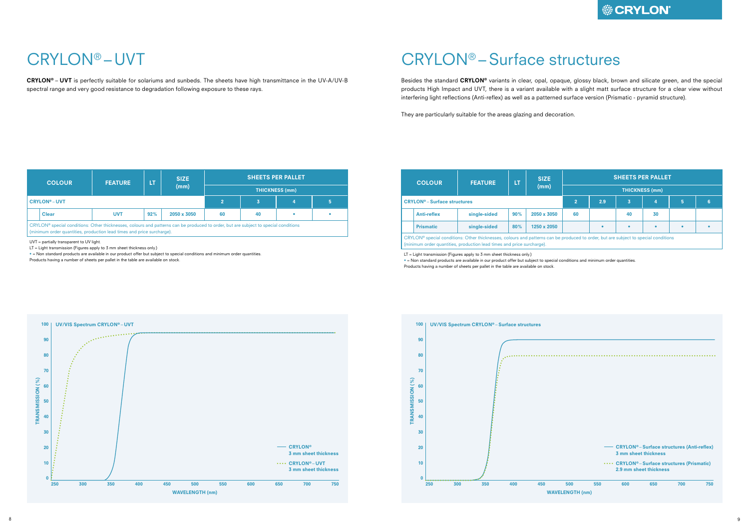# CRYLON® – UVT

**CRYLON® – UVT** is perfectly suitable for solariums and sunbeds. The sheets have high transmittance in the UV-A/UV-B spectral range and very good resistance to degradation following exposure to these rays.

| COLOUR | | FEATURE | LT | SIZE (mm) | SHEETS PER PALLET | | | |
|---|---|---|---|---|---|---|---|---|
| | | | | | THICKNESS (mm) | | | |
| CRYLON® – UVT | | | | | 2 | 3 | 4 | 5 |
| | Clear | UVT | 92% | 2050 x 3050 | 60 | 40 | • | • |

CRYLON® special conditions: Other thicknesses, colours and patterns can be produced to order, but are subject to special conditions (minimum order quantities, production lead times and price surcharge).

UVT = partially transparent to UV light.
LT = Light transmission (Figures apply to 3 mm sheet thickness only.)
• = Non standard products are available in our product offer but subject to special conditions and minimum order quantities.
Products having a number of sheets per pallet in the table are available on stock.

**UV/VIS Spectrum CRYLON® – UVT**

TRANSMISSION (%) vs. WAVELENGTH (nm)

- CRYLON® 3 mm sheet thickness
- CRYLON® – UVT 3 mm sheet thickness

# CRYLON® – Surface structures

Besides the standard **CRYLON®** variants in clear, opal, opaque, glossy black, brown and silicate green, and the special products High Impact and UVT, there is a variant available with a slight matt surface structure for a clear view without interfering light reflections (Anti-reflex) as well as a patterned surface version (Prismatic - pyramid structure).

They are particularly suitable for the areas glazing and decoration.

| COLOUR | | FEATURE | LT | SIZE (mm) | SHEETS PER PALLET | | | | | |
|---|---|---|---|---|---|---|---|---|---|---|
| | | | | | THICKNESS (mm) | | | | | |
| CRYLON® – Surface structures | | | | | 2 | 2.9 | 3 | 4 | 5 | 6 |
| | Anti-reflex | single-sided | 90% | 2050 x 3050 | 60 | | 40 | 30 | | |
| | Prismatic | single-sided | 80% | 1250 x 2050 | | • | • | • | • | • |

CRYLON® special conditions: Other thicknesses, colours and patterns can be produced to order, but are subject to special conditions (minimum order quantities, production lead times and price surcharge).

LT = Light transmission (Figures apply to 3 mm sheet thickness only.)
• = Non standard products are available in our product offer but subject to special conditions and minimum order quantities.
Products having a number of sheets per pallet in the table are available on stock.

**UV/VIS Spectrum CRYLON® – Surface structures**

TRANSMISSION (%) vs. WAVELENGTH (nm)

- CRYLON® – Surface structures (Anti-reflex) 3 mm sheet thickness
- CRYLON® – Surface structures (Prismatic) 2.9 mm sheet thickness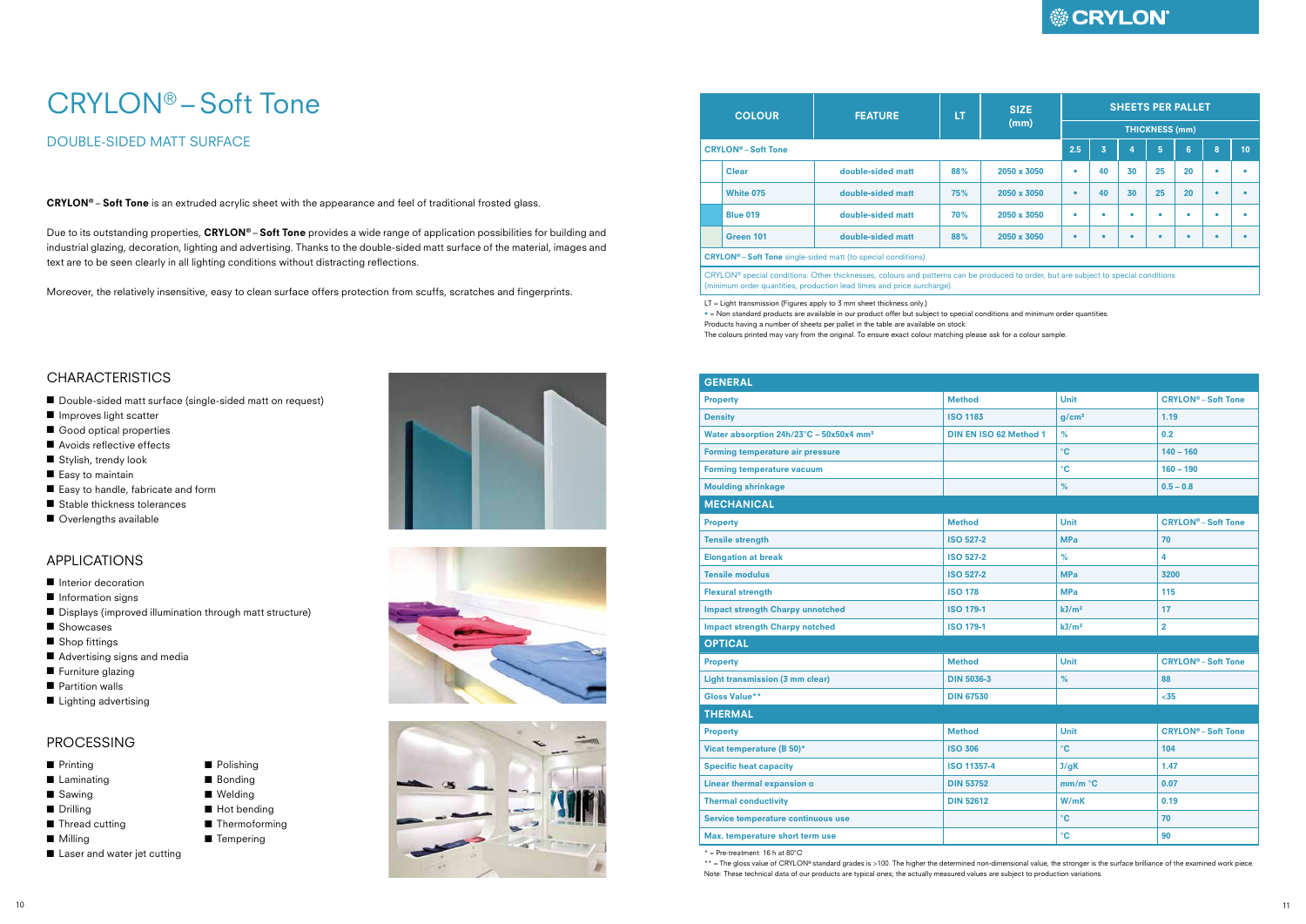# CRYLON® – Soft Tone

## DOUBLE-SIDED MATT SURFACE

**CRYLON® – Soft Tone** is an extruded acrylic sheet with the appearance and feel of traditional frosted glass.

Due to its outstanding properties, **CRYLON® – Soft Tone** provides a wide range of application possibilities for building and industrial glazing, decoration, lighting and advertising. Thanks to the double-sided matt surface of the material, images and text are to be seen clearly in all lighting conditions without distracting reflections.

Moreover, the relatively insensitive, easy to clean surface offers protection from scuffs, scratches and fingerprints.

## CHARACTERISTICS

- Double-sided matt surface (single-sided matt on request)
- Improves light scatter
- Good optical properties
- Avoids reflective effects
- Stylish, trendy look
- Easy to maintain
- Easy to handle, fabricate and form
- Stable thickness tolerances
- Overlengths available

## APPLICATIONS

- Interior decoration
- Information signs
- Displays (improved illumination through matt structure)
- Showcases
- Shop fittings
- Advertising signs and media
- Furniture glazing
- Partition walls
- Lighting advertising

## PROCESSING

- Printing
- Laminating
- Sawing
- Drilling
- Thread cutting
- Milling
- Laser and water jet cutting
- Polishing
- Bonding
- Welding
- Hot bending
- Thermoforming
- Tempering

| COLOUR | FEATURE | LT | SIZE (mm) | SHEETS PER PALLET | | | | | | |
|---|---|---|---|---|---|---|---|---|---|---|
| | | | | THICKNESS (mm) | | | | | | |
| CRYLON® – Soft Tone | | | | 2.5 | 3 | 4 | 5 | 6 | 8 | 10 |
| Clear | double-sided matt | 88% | 2050 x 3050 | • | 40 | 30 | 25 | 20 | • | • |
| White 075 | double-sided matt | 75% | 2050 x 3050 | • | 40 | 30 | 25 | 20 | • | • |
| Blue 019 | double-sided matt | 70% | 2050 x 3050 | • | • | • | • | • | • | • |
| Green 101 | double-sided matt | 88% | 2050 x 3050 | • | • | • | • | • | • | • |
| CRYLON® – Soft Tone single-sided matt (to special conditions) | | | | | | | | | | |
| CRYLON® special conditions: Other thicknesses, colours and patterns can be produced to order, but are subject to special conditions (minimum order quantities, production lead times and price surcharge). | | | | | | | | | | |

LT = Light transmission (Figures apply to 3 mm sheet thickness only.)
• = Non standard products are available in our product offer but subject to special conditions and minimum order quantities.
Products having a number of sheets per pallet in the table are available on stock.
The colours printed may vary from the original. To ensure exact colour matching please ask for a colour sample.

| GENERAL | | | |
|---|---|---|---|
| Property | Method | Unit | CRYLON® – Soft Tone |
| Density | ISO 1183 | g/cm³ | 1.19 |
| Water absorption 24h/23°C – 50x50x4 mm³ | DIN EN ISO 62 Method 1 | % | 0.2 |
| Forming temperature air pressure | | °C | 140 – 160 |
| Forming temperature vacuum | | °C | 160 – 190 |
| Moulding shrinkage | | % | 0.5 – 0.8 |
| **MECHANICAL** | | | |
| Property | Method | Unit | CRYLON® – Soft Tone |
| Tensile strength | ISO 527-2 | MPa | 70 |
| Elongation at break | ISO 527-2 | % | 4 |
| Tensile modulus | ISO 527-2 | MPa | 3200 |
| Flexural strength | ISO 178 | MPa | 115 |
| Impact strength Charpy unnotched | ISO 179-1 | kJ/m² | 17 |
| Impact strength Charpy notched | ISO 179-1 | kJ/m² | 2 |
| **OPTICAL** | | | |
| Property | Method | Unit | CRYLON® – Soft Tone |
| Light transmission (3 mm clear) | DIN 5036-3 | % | 88 |
| Gloss Value** | DIN 67530 | | <35 |
| **THERMAL** | | | |
| Property | Method | Unit | CRYLON® – Soft Tone |
| Vicat temperature (B 50)* | ISO 306 | °C | 104 |
| Specific heat capacity | ISO 11357-4 | J/gK | 1.47 |
| Linear thermal expansion α | DIN 53752 | mm/m °C | 0.07 |
| Thermal conductivity | DIN 52612 | W/mK | 0.19 |
| Service temperature continuous use | | °C | 70 |
| Max. temperature short term use | | °C | 90 |

* = Pre-treatment: 16 h at 80°C
** = The gloss value of CRYLON® standard grades is >100. The higher the determined non-dimensional value, the stronger is the surface brilliance of the examined work piece.
Note: These technical data of our products are typical ones; the actually measured values are subject to production variations.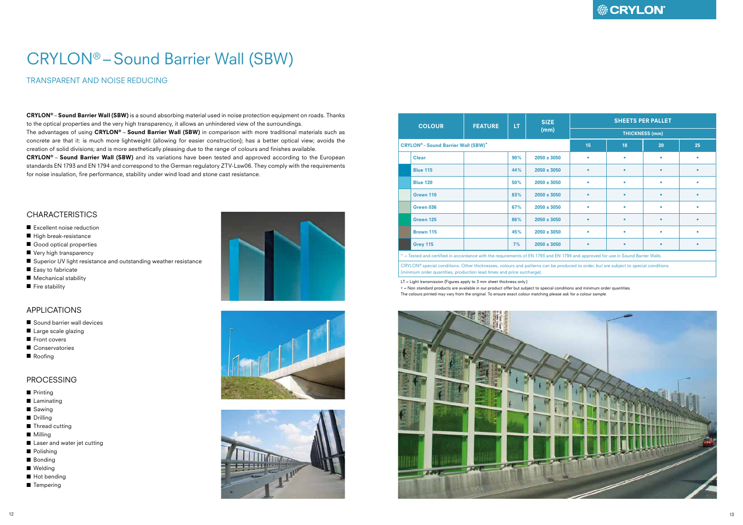# CRYLON® – Sound Barrier Wall (SBW)

## TRANSPARENT AND NOISE REDUCING

**CRYLON®** – **Sound Barrier Wall (SBW)** is a sound absorbing material used in noise protection equipment on roads. Thanks to the optical properties and the very high transparency, it allows an unhindered view of the surroundings.
The advantages of using **CRYLON®** – **Sound Barrier Wall (SBW)** in comparison with more traditional materials such as concrete are that it: is much more lightweight (allowing for easier construction); has a better optical view; avoids the creation of solid divisions; and is more aesthetically pleasing due to the range of colours and finishes available.
**CRYLON®** – **Sound Barrier Wall (SBW)** and its variations have been tested and approved according to the European standards EN 1793 and EN 1794 and correspond to the German regulatory ZTV-Lsw06. They comply with the requirements for noise insulation, fire performance, stability under wind load and stone cast resistance.

### CHARACTERISTICS

- Excellent noise reduction
- High break-resistance
- Good optical properties
- Very high transparency
- Superior UV light resistance and outstanding weather resistance
- Easy to fabricate
- Mechanical stability
- Fire stability

### APPLICATIONS

- Sound barrier wall devices
- Large scale glazing
- Front covers
- Conservatories
- Roofing

### PROCESSING

- Printing
- Laminating
- Sawing
- Drilling
- Thread cutting
- Milling
- Laser and water jet cutting
- Polishing
- Bonding
- Welding
- Hot bending
- Tempering

| COLOUR | FEATURE | LT | SIZE (mm) | SHEETS PER PALLET | | | |
|---|---|---|---|---|---|---|---|
| | | | | THICKNESS (mm) | | | |
| CRYLON® – Sound Barrier Wall (SBW)* | | | | 15 | 18 | 20 | 25 |
| Clear | | 90% | 2050 x 3050 | • | • | • | • |
| Blue 115 | | 44% | 2050 x 3050 | • | • | • | • |
| Blue 120 | | 50% | 2050 x 3050 | • | • | • | • |
| Green 110 | | 83% | 2050 x 3050 | • | • | • | • |
| Green 036 | | 67% | 2050 x 3050 | • | • | • | • |
| Green 125 | | 86% | 2050 x 3050 | • | • | • | • |
| Brown 115 | | 45% | 2050 x 3050 | • | • | • | • |
| Grey 115 | | 7% | 2050 x 3050 | • | • | • | • |

* = Tested and certified in accordance with the requirements of EN 1793 and EN 1794 and approved for use in Sound Barrier Walls.

CRYLON® special conditions: Other thicknesses, colours and patterns can be produced to order, but are subject to special conditions (minimum order quantities, production lead times and price surcharge).

LT = Light transmission (Figures apply to 3 mm sheet thickness only.)
• = Non standard products are available in our product offer but subject to special conditions and minimum order quantities.
The colours printed may vary from the original. To ensure exact colour matching please ask for a colour sample.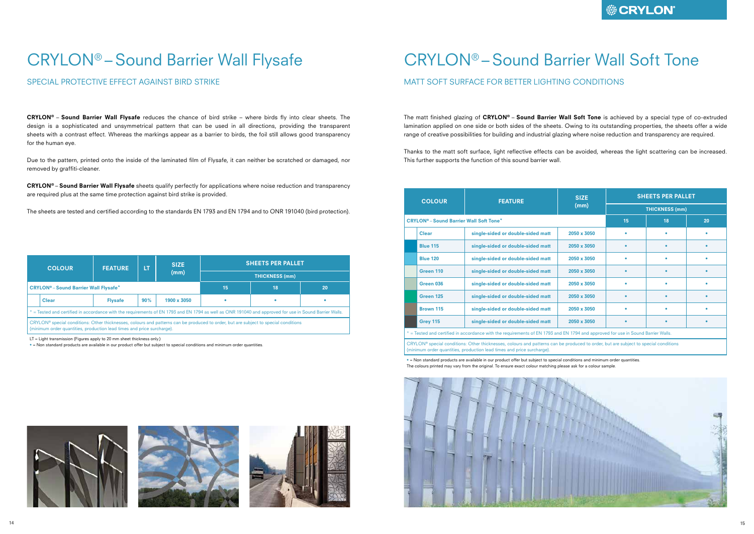# CRYLON® – Sound Barrier Wall Flysafe

## SPECIAL PROTECTIVE EFFECT AGAINST BIRD STRIKE

**CRYLON® – Sound Barrier Wall Flysafe** reduces the chance of bird strike – where birds fly into clear sheets. The design is a sophisticated and unsymmetrical pattern that can be used in all directions, providing the transparent sheets with a contrast effect. Whereas the markings appear as a barrier to birds, the foil still allows good transparency for the human eye.

Due to the pattern, printed onto the inside of the laminated film of Flysafe, it can neither be scratched or damaged, nor removed by graffiti-cleaner.

**CRYLON® – Sound Barrier Wall Flysafe** sheets qualify perfectly for applications where noise reduction and transparency are required plus at the same time protection against bird strike is provided.

The sheets are tested and certified according to the standards EN 1793 and EN 1794 and to ONR 191040 (bird protection).

| COLOUR | FEATURE | LT | SIZE (mm) | SHEETS PER PALLET | | |
|---|---|---|---|---|---|---|
| | | | | THICKNESS (mm) | | |
| CRYLON® – Sound Barrier Wall Flysafe* | | | | 15 | 18 | 20 |
| Clear | Flysafe | 90% | 1900 x 3050 | • | • | • |

* = Tested and certified in accordance with the requirements of EN 1793 and EN 1794 as well as ONR 191040 and approved for use in Sound Barrier Walls.

CRYLON® special conditions: Other thicknesses, colours and patterns can be produced to order, but are subject to special conditions (minimum order quantities, production lead times and price surcharge).

LT = Light transmission (Figures apply to 20 mm sheet thickness only.)

• = Non standard products are available in our product offer but subject to special conditions and minimum order quantities.

# CRYLON® – Sound Barrier Wall Soft Tone

## MATT SOFT SURFACE FOR BETTER LIGHTING CONDITIONS

The matt finished glazing of **CRYLON® – Sound Barrier Wall Soft Tone** is achieved by a special type of co-extruded lamination applied on one side or both sides of the sheets. Owing to its outstanding properties, the sheets offer a wide range of creative possibilities for building and industrial glazing where noise reduction and transparency are required.

Thanks to the matt soft surface, light reflective effects can be avoided, whereas the light scattering can be increased. This further supports the function of this sound barrier wall.

| COLOUR | FEATURE | SIZE (mm) | SHEETS PER PALLET | | |
|---|---|---|---|---|---|
| | | | THICKNESS (mm) | | |
| CRYLON® – Sound Barrier Wall Soft Tone* | | | 15 | 18 | 20 |
| Clear | single-sided or double-sided matt | 2050 x 3050 | • | • | • |
| Blue 115 | single-sided or double-sided matt | 2050 x 3050 | • | • | • |
| Blue 120 | single-sided or double-sided matt | 2050 x 3050 | • | • | • |
| Green 110 | single-sided or double-sided matt | 2050 x 3050 | • | • | • |
| Green 036 | single-sided or double-sided matt | 2050 x 3050 | • | • | • |
| Green 125 | single-sided or double-sided matt | 2050 x 3050 | • | • | • |
| Brown 115 | single-sided or double-sided matt | 2050 x 3050 | • | • | • |
| Grey 115 | single-sided or double-sided matt | 2050 x 3050 | • | • | • |

* = Tested and certified in accordance with the requirements of EN 1793 and EN 1794 and approved for use in Sound Barrier Walls.

CRYLON® special conditions: Other thicknesses, colours and patterns can be produced to order, but are subject to special conditions (minimum order quantities, production lead times and price surcharge).

• = Non standard products are available in our product offer but subject to special conditions and minimum order quantities.
The colours printed may vary from the original. To ensure exact colour matching please ask for a colour sample.